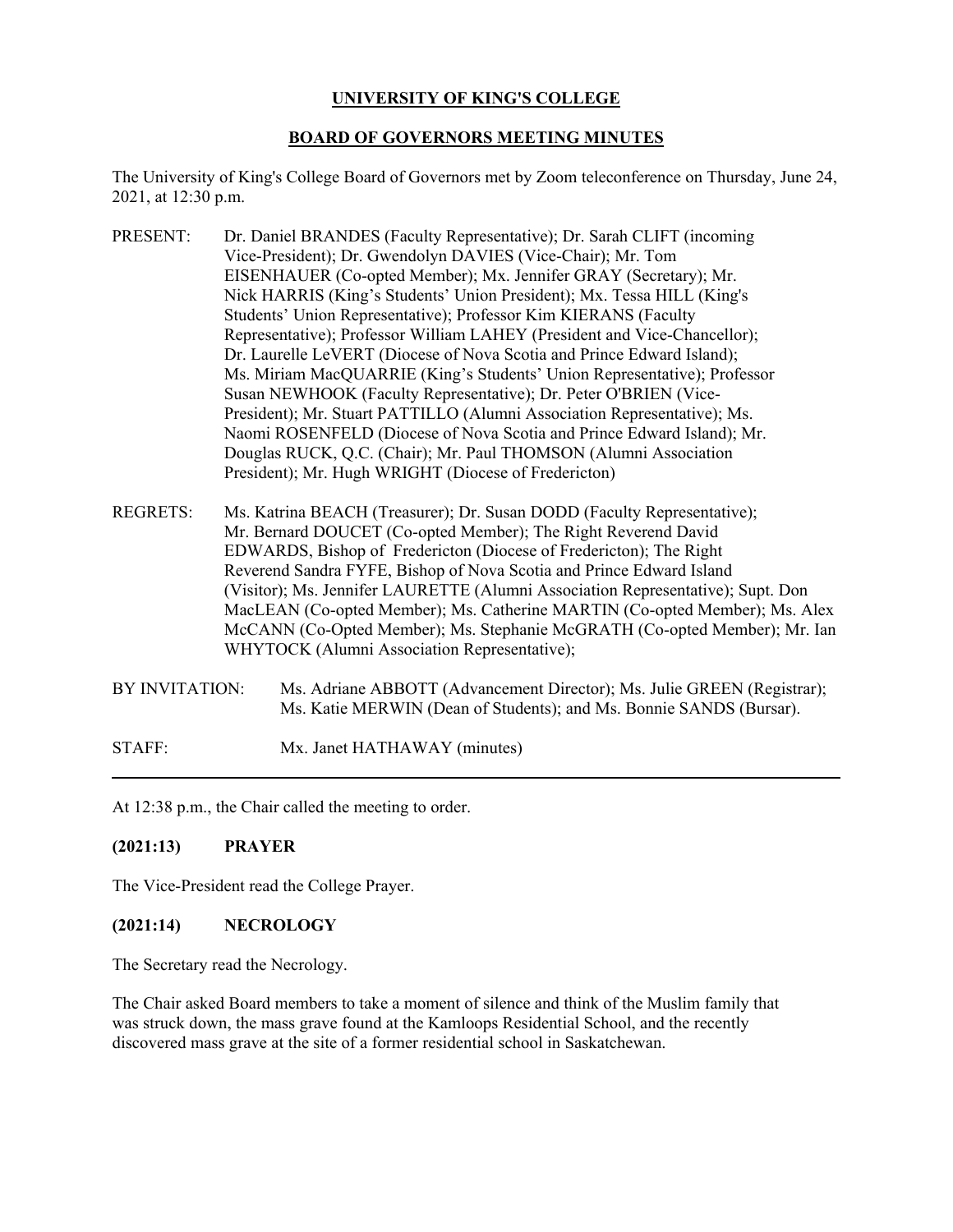# UNIVERSITY OF KING'S COLLEGE

## BOARD OF GOVERNORS MEETING MINUTES

The University of King's College Board of Governors met by Zoom teleconference on Thursday, June 24, 2021, at 12:30 p.m.

PRESENT: Dr. Daniel BRANDES (Faculty Representative); Dr. Sarah CLIFT (incoming Vice-President); Dr. Gwendolyn DAVIES (Vice-Chair); Mr. Tom EISENHAUER (Co-opted Member); Mx. Jennifer GRAY (Secretary); Mr. Nick HARRIS (King's Students' Union President); Mx. Tessa HILL (King's Students' Union Representative); Professor Kim KIERANS (Faculty Representative); Professor William LAHEY (President and Vice-Chancellor); Dr. Laurelle LeVERT (Diocese of Nova Scotia and Prince Edward Island); Ms. Miriam MacQUARRIE (King's Students' Union Representative); Professor Susan NEWHOOK (Faculty Representative); Dr. Peter O'BRIEN (Vice-President); Mr. Stuart PATTILLO (Alumni Association Representative); Ms. Naomi ROSENFELD (Diocese of Nova Scotia and Prince Edward Island); Mr. Douglas RUCK, Q.C. (Chair); Mr. Paul THOMSON (Alumni Association President); Mr. Hugh WRIGHT (Diocese of Fredericton)

REGRETS: Ms. Katrina BEACH (Treasurer); Dr. Susan DODD (Faculty Representative); Mr. Bernard DOUCET (Co-opted Member); The Right Reverend David EDWARDS, Bishop of Fredericton (Diocese of Fredericton); The Right Reverend Sandra FYFE, Bishop of Nova Scotia and Prince Edward Island (Visitor); Ms. Jennifer LAURETTE (Alumni Association Representative); Supt. Don MacLEAN (Co-opted Member); Ms. Catherine MARTIN (Co-opted Member); Ms. Alex McCANN (Co-Opted Member); Ms. Stephanie McGRATH (Co-opted Member); Mr. Ian WHYTOCK (Alumni Association Representative);

BY INVITATION: Ms. Adriane ABBOTT (Advancement Director); Ms. Julie GREEN (Registrar); Ms. Katie MERWIN (Dean of Students); and Ms. Bonnie SANDS (Bursar).

STAFF: Mx. Janet HATHAWAY (minutes)

---

At 12:38 p.m., the Chair called the meeting to order.

### (2021:13) PRAYER

The Vice-President read the College Prayer.

### (2021:14) NECROLOGY

The Secretary read the Necrology.

The Chair asked Board members to take a moment of silence and think of the Muslim family that was struck down, the mass grave found at the Kamloops Residential School, and the recently discovered mass grave at the site of a former residential school in Saskatchewan.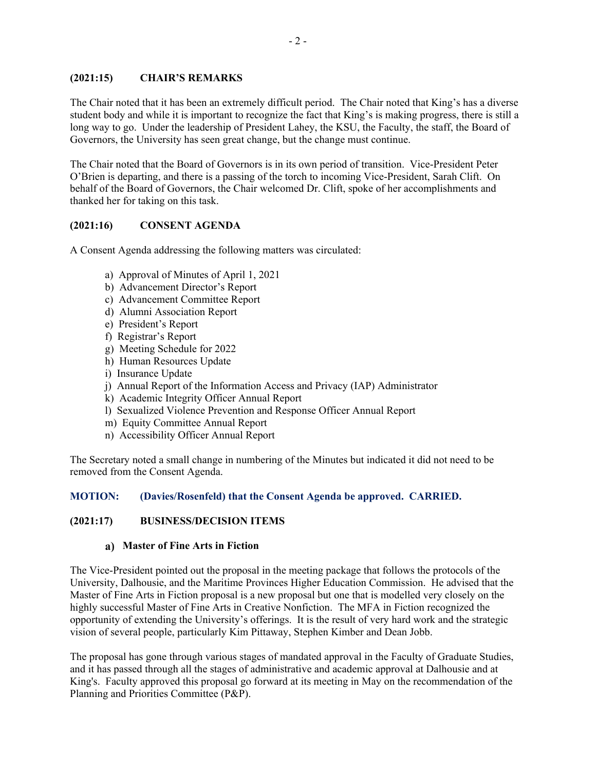## (2021:15) CHAIR'S REMARKS

The Chair noted that it has been an extremely difficult period. The Chair noted that King's has a diverse student body and while it is important to recognize the fact that King's is making progress, there is still a long way to go. Under the leadership of President Lahey, the KSU, the Faculty, the staff, the Board of Governors, the University has seen great change, but the change must continue.

The Chair noted that the Board of Governors is in its own period of transition. Vice-President Peter O'Brien is departing, and there is a passing of the torch to incoming Vice-President, Sarah Clift. On behalf of the Board of Governors, the Chair welcomed Dr. Clift, spoke of her accomplishments and thanked her for taking on this task.

## (2021:16) CONSENT AGENDA

A Consent Agenda addressing the following matters was circulated:

a) Approval of Minutes of April 1, 2021
b) Advancement Director's Report
c) Advancement Committee Report
d) Alumni Association Report
e) President's Report
f) Registrar's Report
g) Meeting Schedule for 2022
h) Human Resources Update
i) Insurance Update
j) Annual Report of the Information Access and Privacy (IAP) Administrator
k) Academic Integrity Officer Annual Report
l) Sexualized Violence Prevention and Response Officer Annual Report
m) Equity Committee Annual Report
n) Accessibility Officer Annual Report

The Secretary noted a small change in numbering of the Minutes but indicated it did not need to be removed from the Consent Agenda.

**MOTION: (Davies/Rosenfeld) that the Consent Agenda be approved. CARRIED.**

## (2021:17) BUSINESS/DECISION ITEMS

### a) Master of Fine Arts in Fiction

The Vice-President pointed out the proposal in the meeting package that follows the protocols of the University, Dalhousie, and the Maritime Provinces Higher Education Commission. He advised that the Master of Fine Arts in Fiction proposal is a new proposal but one that is modelled very closely on the highly successful Master of Fine Arts in Creative Nonfiction. The MFA in Fiction recognized the opportunity of extending the University's offerings. It is the result of very hard work and the strategic vision of several people, particularly Kim Pittaway, Stephen Kimber and Dean Jobb.

The proposal has gone through various stages of mandated approval in the Faculty of Graduate Studies, and it has passed through all the stages of administrative and academic approval at Dalhousie and at King's. Faculty approved this proposal go forward at its meeting in May on the recommendation of the Planning and Priorities Committee (P&P).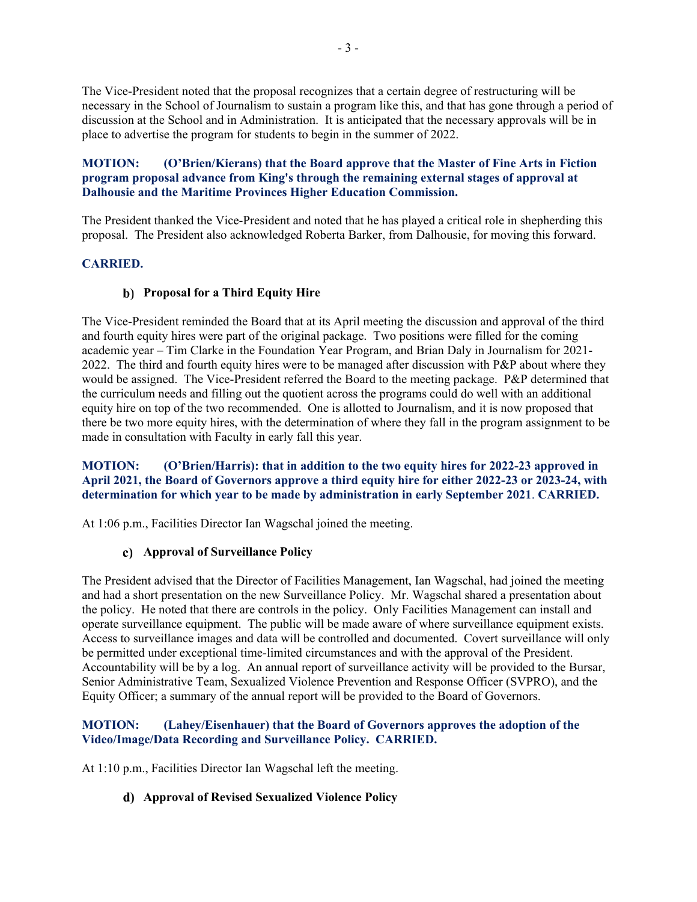The Vice-President noted that the proposal recognizes that a certain degree of restructuring will be necessary in the School of Journalism to sustain a program like this, and that has gone through a period of discussion at the School and in Administration. It is anticipated that the necessary approvals will be in place to advertise the program for students to begin in the summer of 2022.

**MOTION: (O'Brien/Kierans) that the Board approve that the Master of Fine Arts in Fiction program proposal advance from King's through the remaining external stages of approval at Dalhousie and the Maritime Provinces Higher Education Commission.**

The President thanked the Vice-President and noted that he has played a critical role in shepherding this proposal. The President also acknowledged Roberta Barker, from Dalhousie, for moving this forward.

**CARRIED.**

### b) Proposal for a Third Equity Hire

The Vice-President reminded the Board that at its April meeting the discussion and approval of the third and fourth equity hires were part of the original package. Two positions were filled for the coming academic year – Tim Clarke in the Foundation Year Program, and Brian Daly in Journalism for 2021-2022. The third and fourth equity hires were to be managed after discussion with P&P about where they would be assigned. The Vice-President referred the Board to the meeting package. P&P determined that the curriculum needs and filling out the quotient across the programs could do well with an additional equity hire on top of the two recommended. One is allotted to Journalism, and it is now proposed that there be two more equity hires, with the determination of where they fall in the program assignment to be made in consultation with Faculty in early fall this year.

**MOTION: (O'Brien/Harris): that in addition to the two equity hires for 2022-23 approved in April 2021, the Board of Governors approve a third equity hire for either 2022-23 or 2023-24, with determination for which year to be made by administration in early September 2021. CARRIED.**

At 1:06 p.m., Facilities Director Ian Wagschal joined the meeting.

### c) Approval of Surveillance Policy

The President advised that the Director of Facilities Management, Ian Wagschal, had joined the meeting and had a short presentation on the new Surveillance Policy. Mr. Wagschal shared a presentation about the policy. He noted that there are controls in the policy. Only Facilities Management can install and operate surveillance equipment. The public will be made aware of where surveillance equipment exists. Access to surveillance images and data will be controlled and documented. Covert surveillance will only be permitted under exceptional time-limited circumstances and with the approval of the President. Accountability will be by a log. An annual report of surveillance activity will be provided to the Bursar, Senior Administrative Team, Sexualized Violence Prevention and Response Officer (SVPRO), and the Equity Officer; a summary of the annual report will be provided to the Board of Governors.

**MOTION: (Lahey/Eisenhauer) that the Board of Governors approves the adoption of the Video/Image/Data Recording and Surveillance Policy. CARRIED.**

At 1:10 p.m., Facilities Director Ian Wagschal left the meeting.

### d) Approval of Revised Sexualized Violence Policy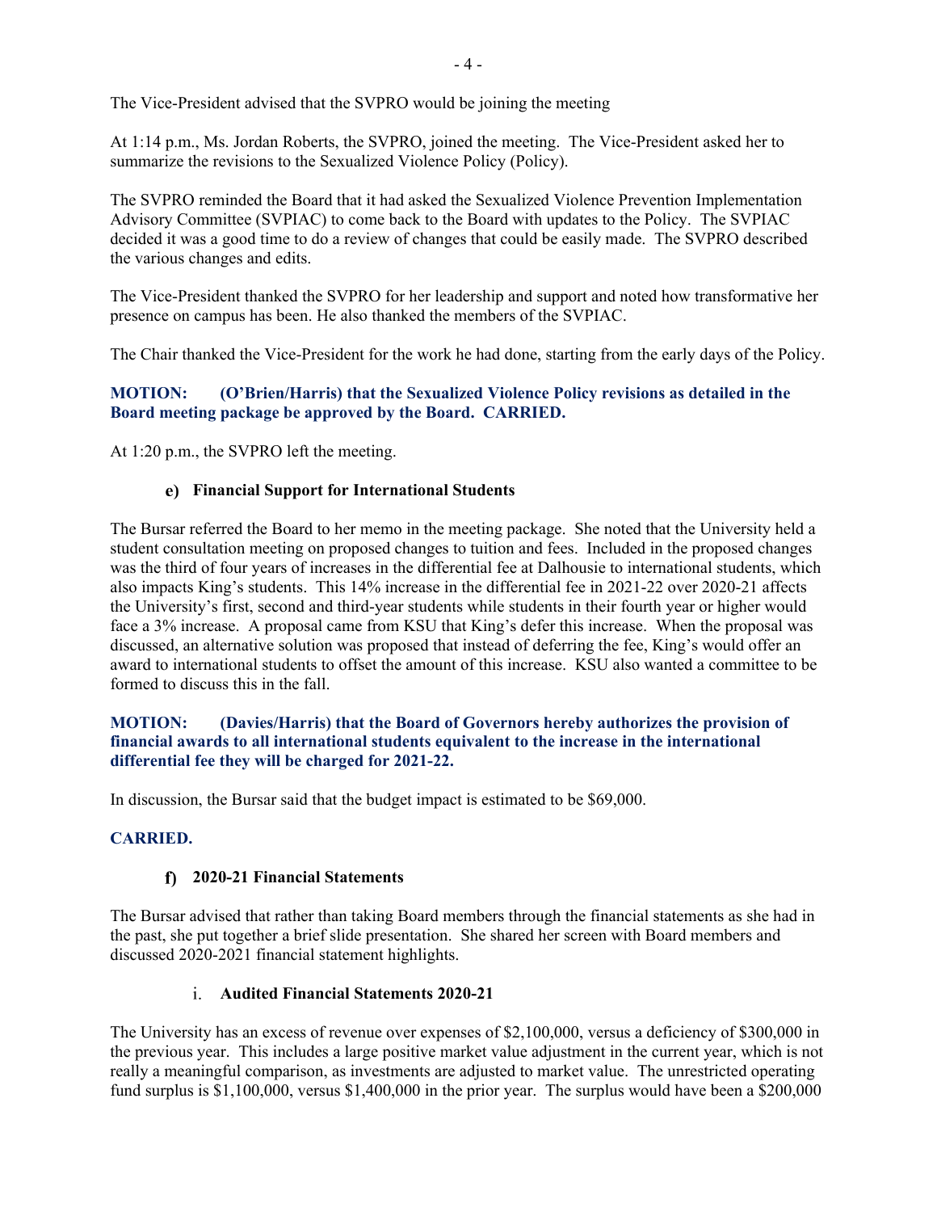The Vice-President advised that the SVPRO would be joining the meeting

At 1:14 p.m., Ms. Jordan Roberts, the SVPRO, joined the meeting. The Vice-President asked her to summarize the revisions to the Sexualized Violence Policy (Policy).

The SVPRO reminded the Board that it had asked the Sexualized Violence Prevention Implementation Advisory Committee (SVPIAC) to come back to the Board with updates to the Policy. The SVPIAC decided it was a good time to do a review of changes that could be easily made. The SVPRO described the various changes and edits.

The Vice-President thanked the SVPRO for her leadership and support and noted how transformative her presence on campus has been. He also thanked the members of the SVPIAC.

The Chair thanked the Vice-President for the work he had done, starting from the early days of the Policy.

**MOTION: (O'Brien/Harris) that the Sexualized Violence Policy revisions as detailed in the Board meeting package be approved by the Board. CARRIED.**

At 1:20 p.m., the SVPRO left the meeting.

**e) Financial Support for International Students**

The Bursar referred the Board to her memo in the meeting package. She noted that the University held a student consultation meeting on proposed changes to tuition and fees. Included in the proposed changes was the third of four years of increases in the differential fee at Dalhousie to international students, which also impacts King's students. This 14% increase in the differential fee in 2021-22 over 2020-21 affects the University's first, second and third-year students while students in their fourth year or higher would face a 3% increase. A proposal came from KSU that King's defer this increase. When the proposal was discussed, an alternative solution was proposed that instead of deferring the fee, King's would offer an award to international students to offset the amount of this increase. KSU also wanted a committee to be formed to discuss this in the fall.

**MOTION: (Davies/Harris) that the Board of Governors hereby authorizes the provision of financial awards to all international students equivalent to the increase in the international differential fee they will be charged for 2021-22.**

In discussion, the Bursar said that the budget impact is estimated to be $69,000.

**CARRIED.**

**f) 2020-21 Financial Statements**

The Bursar advised that rather than taking Board members through the financial statements as she had in the past, she put together a brief slide presentation. She shared her screen with Board members and discussed 2020-2021 financial statement highlights.

**i. Audited Financial Statements 2020-21**

The University has an excess of revenue over expenses of $2,100,000, versus a deficiency of $300,000 in the previous year. This includes a large positive market value adjustment in the current year, which is not really a meaningful comparison, as investments are adjusted to market value. The unrestricted operating fund surplus is $1,100,000, versus $1,400,000 in the prior year. The surplus would have been a $200,000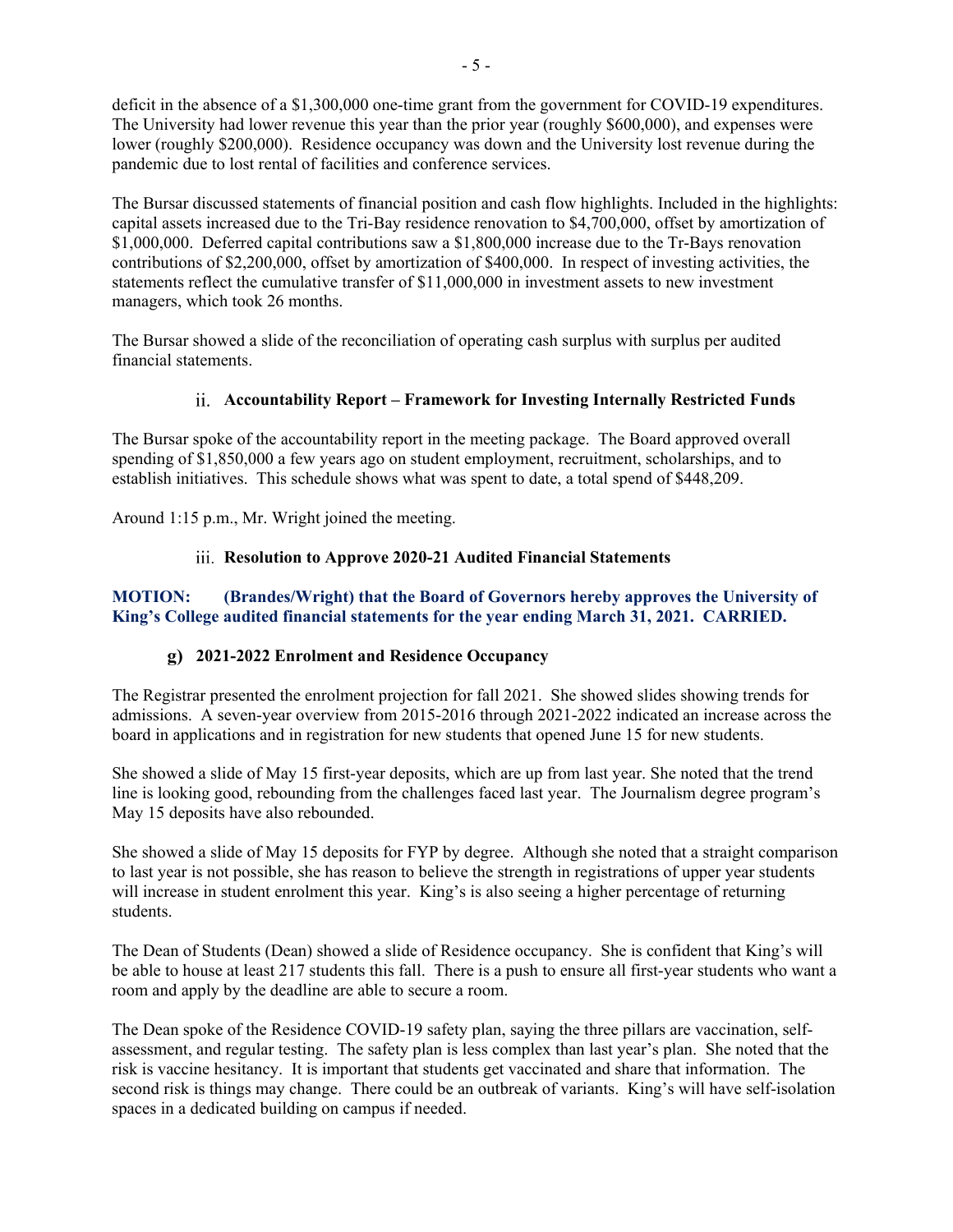deficit in the absence of a $1,300,000 one-time grant from the government for COVID-19 expenditures. The University had lower revenue this year than the prior year (roughly $600,000), and expenses were lower (roughly $200,000). Residence occupancy was down and the University lost revenue during the pandemic due to lost rental of facilities and conference services.

The Bursar discussed statements of financial position and cash flow highlights. Included in the highlights: capital assets increased due to the Tri-Bay residence renovation to $4,700,000, offset by amortization of $1,000,000. Deferred capital contributions saw a $1,800,000 increase due to the Tr-Bays renovation contributions of $2,200,000, offset by amortization of $400,000. In respect of investing activities, the statements reflect the cumulative transfer of $11,000,000 in investment assets to new investment managers, which took 26 months.

The Bursar showed a slide of the reconciliation of operating cash surplus with surplus per audited financial statements.

### ii. Accountability Report – Framework for Investing Internally Restricted Funds

The Bursar spoke of the accountability report in the meeting package. The Board approved overall spending of $1,850,000 a few years ago on student employment, recruitment, scholarships, and to establish initiatives. This schedule shows what was spent to date, a total spend of $448,209.

Around 1:15 p.m., Mr. Wright joined the meeting.

### iii. Resolution to Approve 2020-21 Audited Financial Statements

**MOTION: (Brandes/Wright) that the Board of Governors hereby approves the University of King's College audited financial statements for the year ending March 31, 2021. CARRIED.**

### g) 2021-2022 Enrolment and Residence Occupancy

The Registrar presented the enrolment projection for fall 2021. She showed slides showing trends for admissions. A seven-year overview from 2015-2016 through 2021-2022 indicated an increase across the board in applications and in registration for new students that opened June 15 for new students.

She showed a slide of May 15 first-year deposits, which are up from last year. She noted that the trend line is looking good, rebounding from the challenges faced last year. The Journalism degree program's May 15 deposits have also rebounded.

She showed a slide of May 15 deposits for FYP by degree. Although she noted that a straight comparison to last year is not possible, she has reason to believe the strength in registrations of upper year students will increase in student enrolment this year. King's is also seeing a higher percentage of returning students.

The Dean of Students (Dean) showed a slide of Residence occupancy. She is confident that King's will be able to house at least 217 students this fall. There is a push to ensure all first-year students who want a room and apply by the deadline are able to secure a room.

The Dean spoke of the Residence COVID-19 safety plan, saying the three pillars are vaccination, self-assessment, and regular testing. The safety plan is less complex than last year's plan. She noted that the risk is vaccine hesitancy. It is important that students get vaccinated and share that information. The second risk is things may change. There could be an outbreak of variants. King's will have self-isolation spaces in a dedicated building on campus if needed.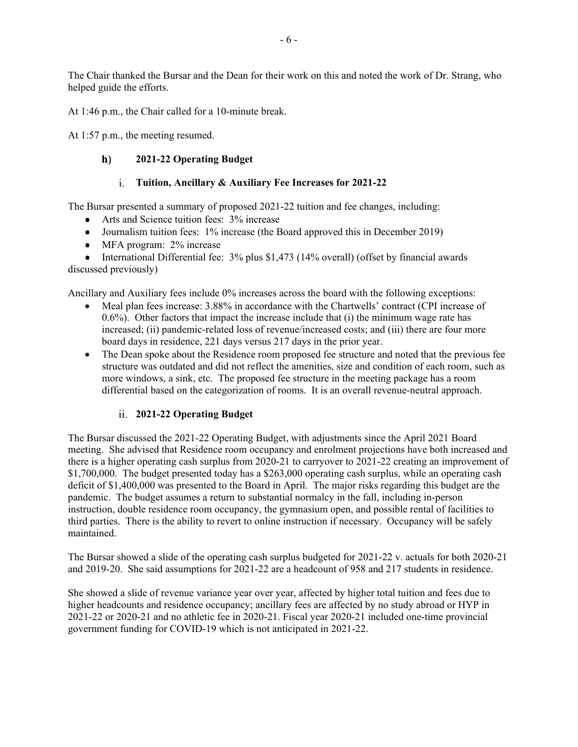The Chair thanked the Bursar and the Dean for their work on this and noted the work of Dr. Strang, who helped guide the efforts.

At 1:46 p.m., the Chair called for a 10-minute break.

At 1:57 p.m., the meeting resumed.

### h) 2021-22 Operating Budget

#### i. Tuition, Ancillary & Auxiliary Fee Increases for 2021-22

The Bursar presented a summary of proposed 2021-22 tuition and fee changes, including:

- Arts and Science tuition fees: 3% increase
- Journalism tuition fees: 1% increase (the Board approved this in December 2019)
- MFA program: 2% increase
- International Differential fee: 3% plus $1,473 (14% overall) (offset by financial awards discussed previously)

Ancillary and Auxiliary fees include 0% increases across the board with the following exceptions:

- Meal plan fees increase: 3.88% in accordance with the Chartwells' contract (CPI increase of 0.6%). Other factors that impact the increase include that (i) the minimum wage rate has increased; (ii) pandemic-related loss of revenue/increased costs; and (iii) there are four more board days in residence, 221 days versus 217 days in the prior year.
- The Dean spoke about the Residence room proposed fee structure and noted that the previous fee structure was outdated and did not reflect the amenities, size and condition of each room, such as more windows, a sink, etc. The proposed fee structure in the meeting package has a room differential based on the categorization of rooms. It is an overall revenue-neutral approach.

#### ii. 2021-22 Operating Budget

The Bursar discussed the 2021-22 Operating Budget, with adjustments since the April 2021 Board meeting. She advised that Residence room occupancy and enrolment projections have both increased and there is a higher operating cash surplus from 2020-21 to carryover to 2021-22 creating an improvement of $1,700,000. The budget presented today has a $263,000 operating cash surplus, while an operating cash deficit of $1,400,000 was presented to the Board in April. The major risks regarding this budget are the pandemic. The budget assumes a return to substantial normalcy in the fall, including in-person instruction, double residence room occupancy, the gymnasium open, and possible rental of facilities to third parties. There is the ability to revert to online instruction if necessary. Occupancy will be safely maintained.

The Bursar showed a slide of the operating cash surplus budgeted for 2021-22 v. actuals for both 2020-21 and 2019-20. She said assumptions for 2021-22 are a headcount of 958 and 217 students in residence.

She showed a slide of revenue variance year over year, affected by higher total tuition and fees due to higher headcounts and residence occupancy; ancillary fees are affected by no study abroad or HYP in 2021-22 or 2020-21 and no athletic fee in 2020-21. Fiscal year 2020-21 included one-time provincial government funding for COVID-19 which is not anticipated in 2021-22.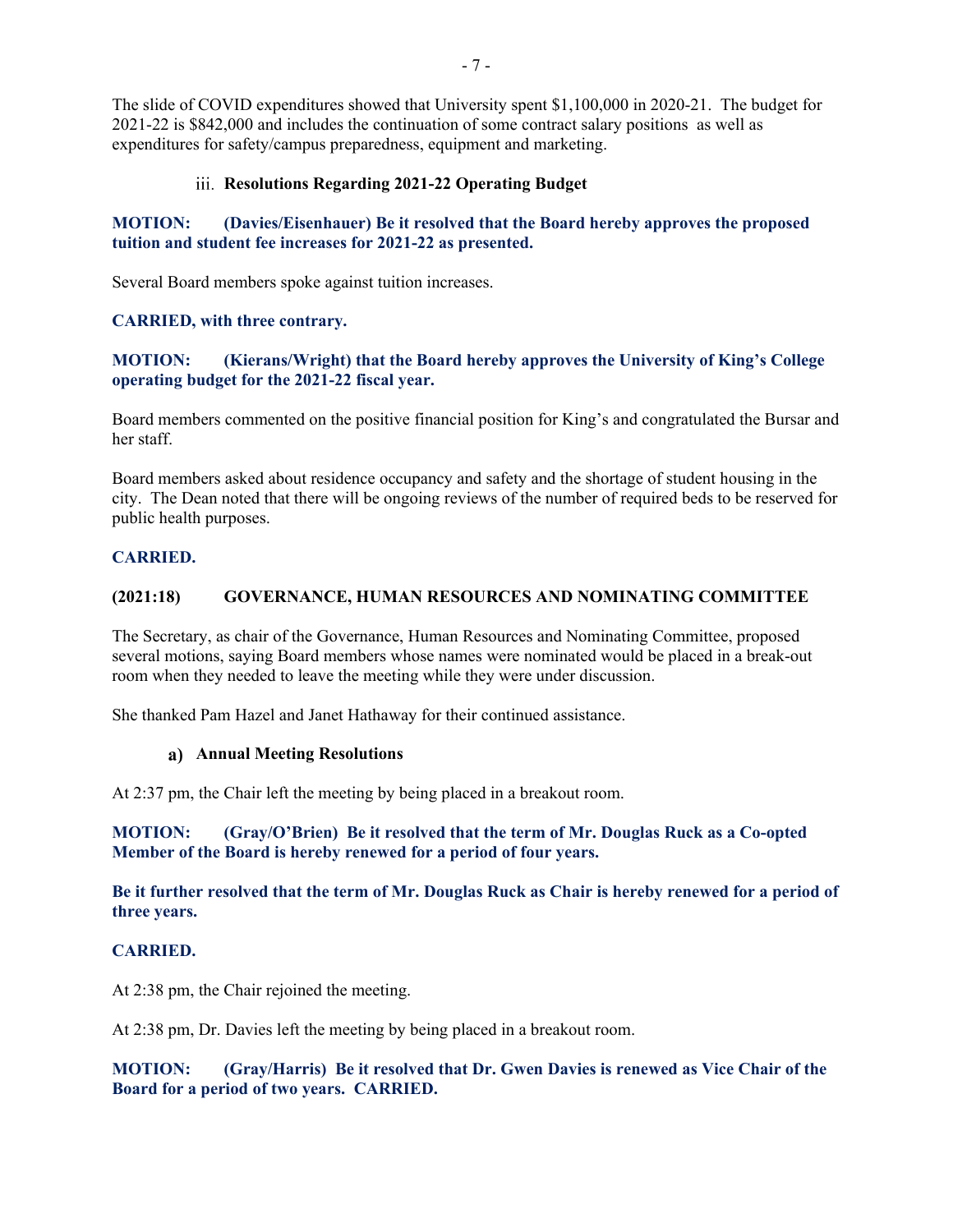The slide of COVID expenditures showed that University spent $1,100,000 in 2020-21. The budget for 2021-22 is $842,000 and includes the continuation of some contract salary positions as well as expenditures for safety/campus preparedness, equipment and marketing.

### iii. Resolutions Regarding 2021-22 Operating Budget

**MOTION: (Davies/Eisenhauer) Be it resolved that the Board hereby approves the proposed tuition and student fee increases for 2021-22 as presented.**

Several Board members spoke against tuition increases.

**CARRIED, with three contrary.**

**MOTION: (Kierans/Wright) that the Board hereby approves the University of King's College operating budget for the 2021-22 fiscal year.**

Board members commented on the positive financial position for King's and congratulated the Bursar and her staff.

Board members asked about residence occupancy and safety and the shortage of student housing in the city. The Dean noted that there will be ongoing reviews of the number of required beds to be reserved for public health purposes.

**CARRIED.**

## (2021:18) GOVERNANCE, HUMAN RESOURCES AND NOMINATING COMMITTEE

The Secretary, as chair of the Governance, Human Resources and Nominating Committee, proposed several motions, saying Board members whose names were nominated would be placed in a break-out room when they needed to leave the meeting while they were under discussion.

She thanked Pam Hazel and Janet Hathaway for their continued assistance.

### a) Annual Meeting Resolutions

At 2:37 pm, the Chair left the meeting by being placed in a breakout room.

**MOTION: (Gray/O'Brien) Be it resolved that the term of Mr. Douglas Ruck as a Co-opted Member of the Board is hereby renewed for a period of four years.**

**Be it further resolved that the term of Mr. Douglas Ruck as Chair is hereby renewed for a period of three years.**

**CARRIED.**

At 2:38 pm, the Chair rejoined the meeting.

At 2:38 pm, Dr. Davies left the meeting by being placed in a breakout room.

**MOTION: (Gray/Harris) Be it resolved that Dr. Gwen Davies is renewed as Vice Chair of the Board for a period of two years. CARRIED.**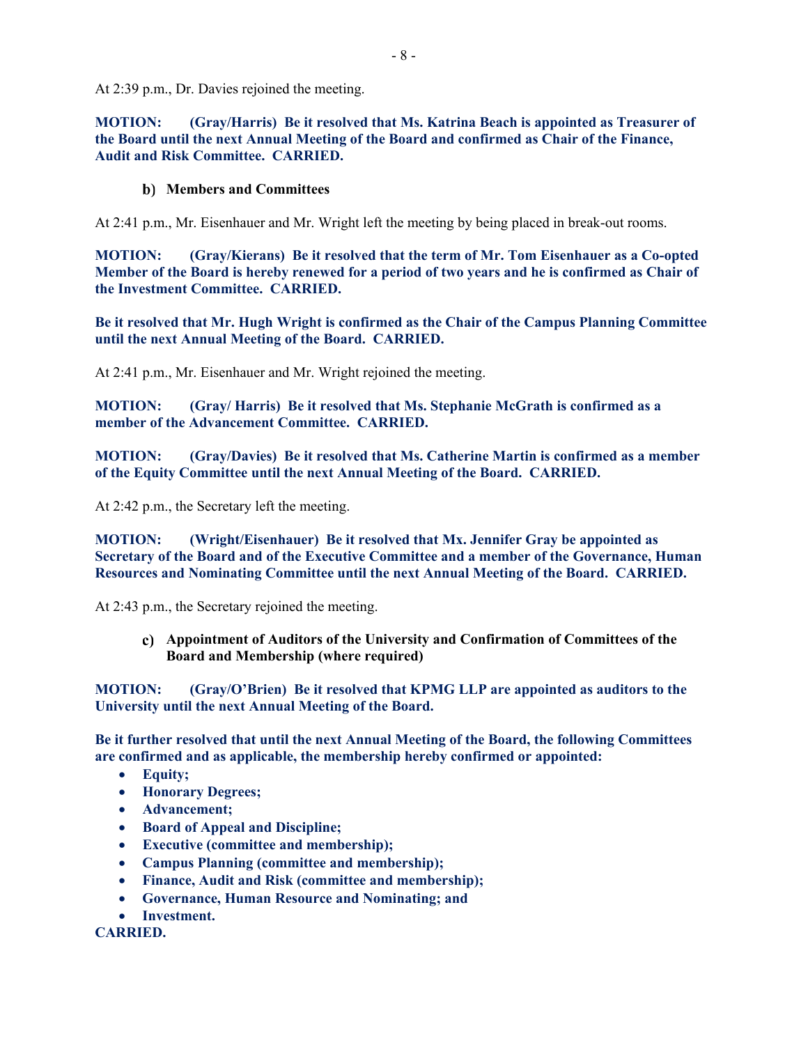At 2:39 p.m., Dr. Davies rejoined the meeting.

**MOTION: (Gray/Harris) Be it resolved that Ms. Katrina Beach is appointed as Treasurer of the Board until the next Annual Meeting of the Board and confirmed as Chair of the Finance, Audit and Risk Committee. CARRIED.**

**b) Members and Committees**

At 2:41 p.m., Mr. Eisenhauer and Mr. Wright left the meeting by being placed in break-out rooms.

**MOTION: (Gray/Kierans) Be it resolved that the term of Mr. Tom Eisenhauer as a Co-opted Member of the Board is hereby renewed for a period of two years and he is confirmed as Chair of the Investment Committee. CARRIED.**

**Be it resolved that Mr. Hugh Wright is confirmed as the Chair of the Campus Planning Committee until the next Annual Meeting of the Board. CARRIED.**

At 2:41 p.m., Mr. Eisenhauer and Mr. Wright rejoined the meeting.

**MOTION: (Gray/ Harris) Be it resolved that Ms. Stephanie McGrath is confirmed as a member of the Advancement Committee. CARRIED.**

**MOTION: (Gray/Davies) Be it resolved that Ms. Catherine Martin is confirmed as a member of the Equity Committee until the next Annual Meeting of the Board. CARRIED.**

At 2:42 p.m., the Secretary left the meeting.

**MOTION: (Wright/Eisenhauer) Be it resolved that Mx. Jennifer Gray be appointed as Secretary of the Board and of the Executive Committee and a member of the Governance, Human Resources and Nominating Committee until the next Annual Meeting of the Board. CARRIED.**

At 2:43 p.m., the Secretary rejoined the meeting.

**c) Appointment of Auditors of the University and Confirmation of Committees of the Board and Membership (where required)**

**MOTION: (Gray/O'Brien) Be it resolved that KPMG LLP are appointed as auditors to the University until the next Annual Meeting of the Board.**

**Be it further resolved that until the next Annual Meeting of the Board, the following Committees are confirmed and as applicable, the membership hereby confirmed or appointed:**

- **Equity;**
- **Honorary Degrees;**
- **Advancement;**
- **Board of Appeal and Discipline;**
- **Executive (committee and membership);**
- **Campus Planning (committee and membership);**
- **Finance, Audit and Risk (committee and membership);**
- **Governance, Human Resource and Nominating; and**
- **Investment.**

**CARRIED.**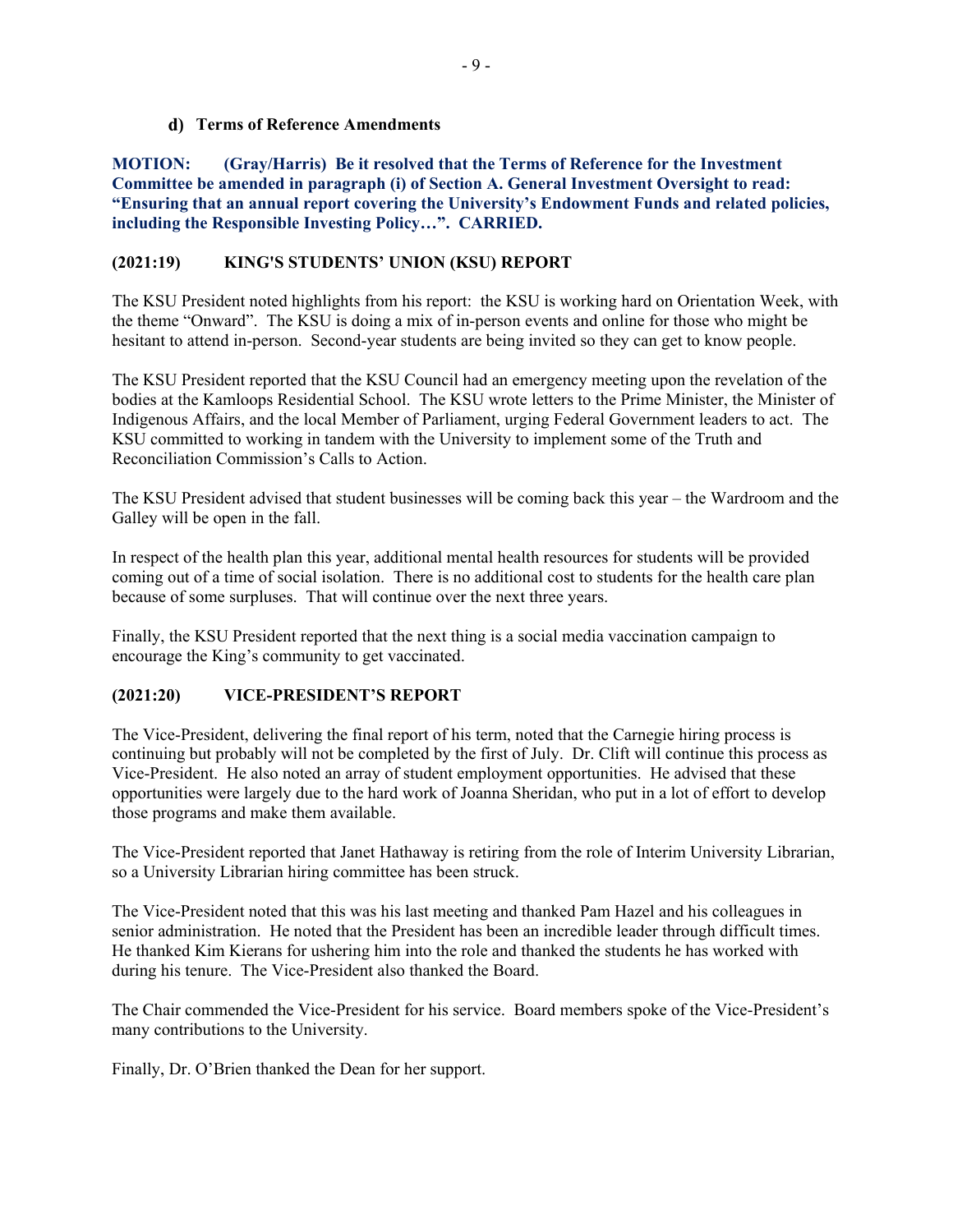#### d) Terms of Reference Amendments

**MOTION: (Gray/Harris) Be it resolved that the Terms of Reference for the Investment Committee be amended in paragraph (i) of Section A. General Investment Oversight to read: "Ensuring that an annual report covering the University's Endowment Funds and related policies, including the Responsible Investing Policy…". CARRIED.**

### (2021:19) KING'S STUDENTS' UNION (KSU) REPORT

The KSU President noted highlights from his report: the KSU is working hard on Orientation Week, with the theme "Onward". The KSU is doing a mix of in-person events and online for those who might be hesitant to attend in-person. Second-year students are being invited so they can get to know people.

The KSU President reported that the KSU Council had an emergency meeting upon the revelation of the bodies at the Kamloops Residential School. The KSU wrote letters to the Prime Minister, the Minister of Indigenous Affairs, and the local Member of Parliament, urging Federal Government leaders to act. The KSU committed to working in tandem with the University to implement some of the Truth and Reconciliation Commission's Calls to Action.

The KSU President advised that student businesses will be coming back this year – the Wardroom and the Galley will be open in the fall.

In respect of the health plan this year, additional mental health resources for students will be provided coming out of a time of social isolation. There is no additional cost to students for the health care plan because of some surpluses. That will continue over the next three years.

Finally, the KSU President reported that the next thing is a social media vaccination campaign to encourage the King's community to get vaccinated.

### (2021:20) VICE-PRESIDENT'S REPORT

The Vice-President, delivering the final report of his term, noted that the Carnegie hiring process is continuing but probably will not be completed by the first of July. Dr. Clift will continue this process as Vice-President. He also noted an array of student employment opportunities. He advised that these opportunities were largely due to the hard work of Joanna Sheridan, who put in a lot of effort to develop those programs and make them available.

The Vice-President reported that Janet Hathaway is retiring from the role of Interim University Librarian, so a University Librarian hiring committee has been struck.

The Vice-President noted that this was his last meeting and thanked Pam Hazel and his colleagues in senior administration. He noted that the President has been an incredible leader through difficult times. He thanked Kim Kierans for ushering him into the role and thanked the students he has worked with during his tenure. The Vice-President also thanked the Board.

The Chair commended the Vice-President for his service. Board members spoke of the Vice-President's many contributions to the University.

Finally, Dr. O'Brien thanked the Dean for her support.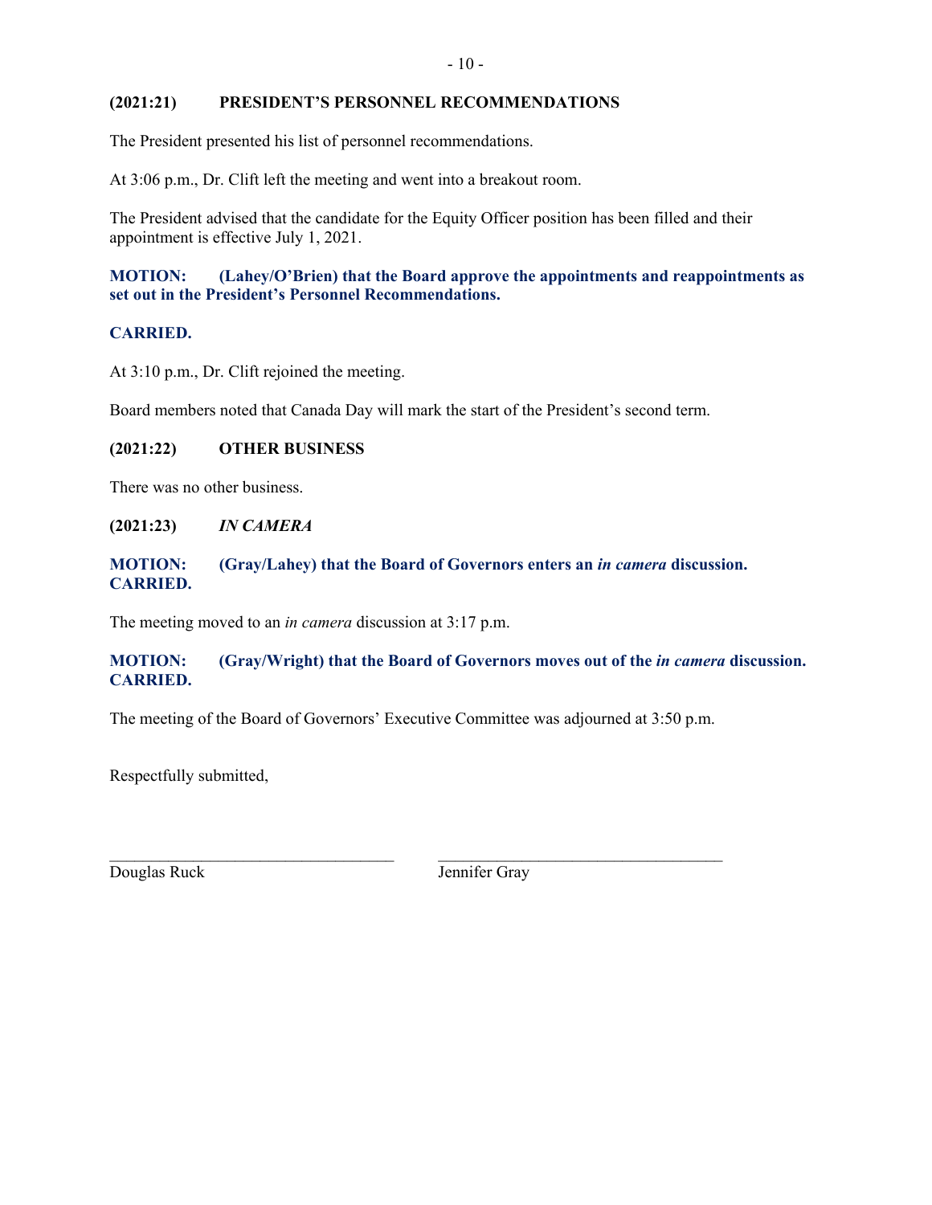**(2021:21) PRESIDENT'S PERSONNEL RECOMMENDATIONS**

The President presented his list of personnel recommendations.

At 3:06 p.m., Dr. Clift left the meeting and went into a breakout room.

The President advised that the candidate for the Equity Officer position has been filled and their appointment is effective July 1, 2021.

**MOTION: (Lahey/O'Brien) that the Board approve the appointments and reappointments as set out in the President's Personnel Recommendations.**

**CARRIED.**

At 3:10 p.m., Dr. Clift rejoined the meeting.

Board members noted that Canada Day will mark the start of the President's second term.

**(2021:22) OTHER BUSINESS**

There was no other business.

**(2021:23) *IN CAMERA***

**MOTION: (Gray/Lahey) that the Board of Governors enters an *in camera* discussion.**
**CARRIED.**

The meeting moved to an *in camera* discussion at 3:17 p.m.

**MOTION: (Gray/Wright) that the Board of Governors moves out of the *in camera* discussion.**
**CARRIED.**

The meeting of the Board of Governors' Executive Committee was adjourned at 3:50 p.m.

Respectfully submitted,

\_\_\_\_\_\_\_\_\_\_\_\_\_\_\_\_\_\_\_\_\_\_\_\_\_\_\_\_\_\_\_\_\_\_
Douglas Ruck

\_\_\_\_\_\_\_\_\_\_\_\_\_\_\_\_\_\_\_\_\_\_\_\_\_\_\_\_\_\_\_\_\_\_
Jennifer Gray